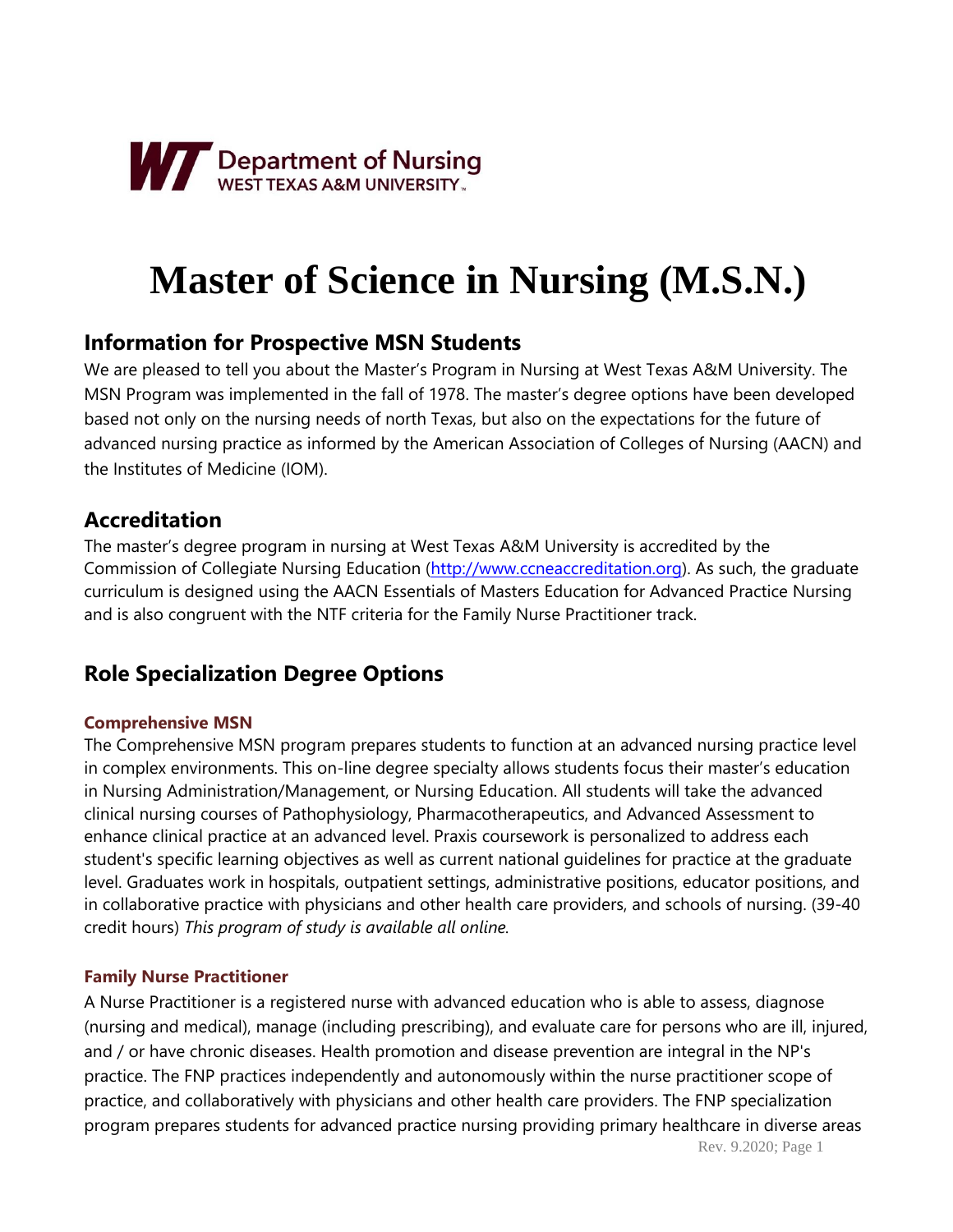Department of Nursing
WEST TEXAS A&M UNIVERSITY

# Master of Science in Nursing (M.S.N.)

## Information for Prospective MSN Students

We are pleased to tell you about the Master's Program in Nursing at West Texas A&M University. The MSN Program was implemented in the fall of 1978. The master's degree options have been developed based not only on the nursing needs of north Texas, but also on the expectations for the future of advanced nursing practice as informed by the American Association of Colleges of Nursing (AACN) and the Institutes of Medicine (IOM).

## Accreditation

The master's degree program in nursing at West Texas A&M University is accredited by the Commission of Collegiate Nursing Education ([http://www.ccneaccreditation.org](http://www.ccneaccreditation.org)). As such, the graduate curriculum is designed using the AACN Essentials of Masters Education for Advanced Practice Nursing and is also congruent with the NTF criteria for the Family Nurse Practitioner track.

## Role Specialization Degree Options

### Comprehensive MSN

The Comprehensive MSN program prepares students to function at an advanced nursing practice level in complex environments. This on-line degree specialty allows students focus their master's education in Nursing Administration/Management, or Nursing Education. All students will take the advanced clinical nursing courses of Pathophysiology, Pharmacotherapeutics, and Advanced Assessment to enhance clinical practice at an advanced level. Praxis coursework is personalized to address each student's specific learning objectives as well as current national guidelines for practice at the graduate level. Graduates work in hospitals, outpatient settings, administrative positions, educator positions, and in collaborative practice with physicians and other health care providers, and schools of nursing. (39-40 credit hours) *This program of study is available all online.*

### Family Nurse Practitioner

A Nurse Practitioner is a registered nurse with advanced education who is able to assess, diagnose (nursing and medical), manage (including prescribing), and evaluate care for persons who are ill, injured, and / or have chronic diseases. Health promotion and disease prevention are integral in the NP's practice. The FNP practices independently and autonomously within the nurse practitioner scope of practice, and collaboratively with physicians and other health care providers. The FNP specialization program prepares students for advanced practice nursing providing primary healthcare in diverse areas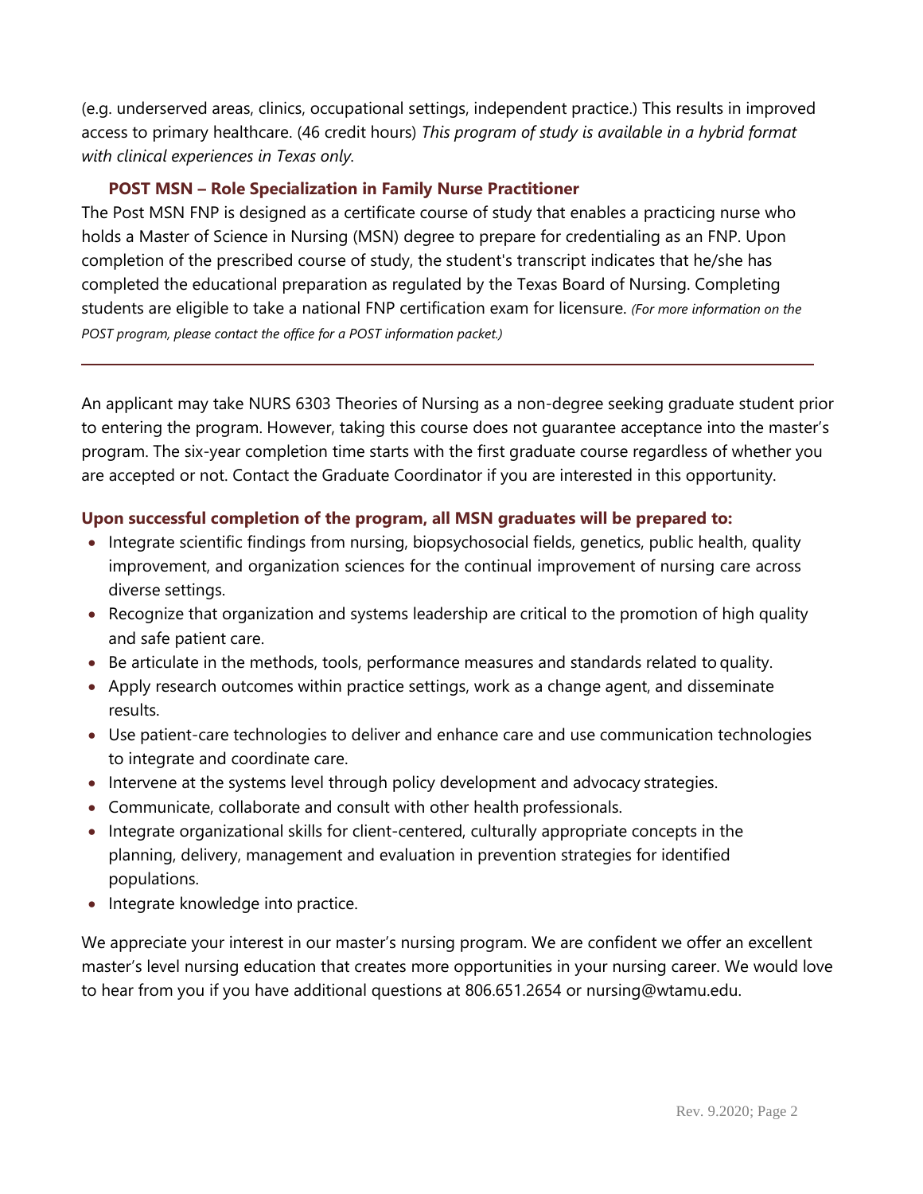(e.g. underserved areas, clinics, occupational settings, independent practice.) This results in improved access to primary healthcare. (46 credit hours) *This program of study is available in a hybrid format with clinical experiences in Texas only.*

### POST MSN – Role Specialization in Family Nurse Practitioner

The Post MSN FNP is designed as a certificate course of study that enables a practicing nurse who holds a Master of Science in Nursing (MSN) degree to prepare for credentialing as an FNP. Upon completion of the prescribed course of study, the student's transcript indicates that he/she has completed the educational preparation as regulated by the Texas Board of Nursing. Completing students are eligible to take a national FNP certification exam for licensure. *(For more information on the POST program, please contact the office for a POST information packet.)*

---

An applicant may take NURS 6303 Theories of Nursing as a non-degree seeking graduate student prior to entering the program. However, taking this course does not guarantee acceptance into the master's program. The six-year completion time starts with the first graduate course regardless of whether you are accepted or not. Contact the Graduate Coordinator if you are interested in this opportunity.

### Upon successful completion of the program, all MSN graduates will be prepared to:

- Integrate scientific findings from nursing, biopsychosocial fields, genetics, public health, quality improvement, and organization sciences for the continual improvement of nursing care across diverse settings.
- Recognize that organization and systems leadership are critical to the promotion of high quality and safe patient care.
- Be articulate in the methods, tools, performance measures and standards related to quality.
- Apply research outcomes within practice settings, work as a change agent, and disseminate results.
- Use patient-care technologies to deliver and enhance care and use communication technologies to integrate and coordinate care.
- Intervene at the systems level through policy development and advocacy strategies.
- Communicate, collaborate and consult with other health professionals.
- Integrate organizational skills for client-centered, culturally appropriate concepts in the planning, delivery, management and evaluation in prevention strategies for identified populations.
- Integrate knowledge into practice.

We appreciate your interest in our master's nursing program. We are confident we offer an excellent master's level nursing education that creates more opportunities in your nursing career. We would love to hear from you if you have additional questions at 806.651.2654 or nursing@wtamu.edu.

Rev. 9.2020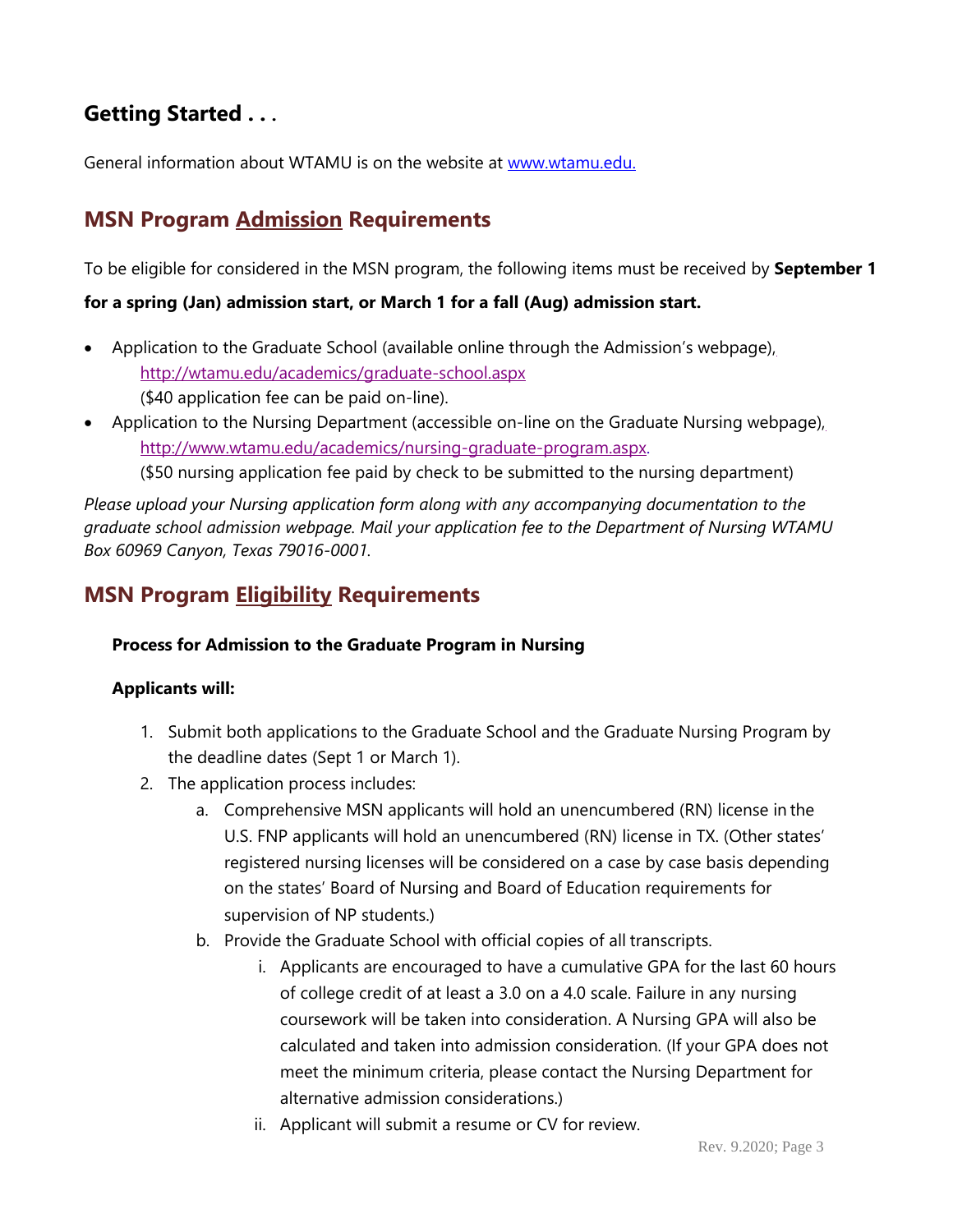## Getting Started . . .

General information about WTAMU is on the website at [www.wtamu.edu.](http://www.wtamu.edu)

## MSN Program Admission Requirements

To be eligible for considered in the MSN program, the following items must be received by **September 1 for a spring (Jan) admission start, or March 1 for a fall (Aug) admission start.**

- Application to the Graduate School (available online through the Admission's webpage), http://wtamu.edu/academics/graduate-school.aspx
  ($40 application fee can be paid on-line).
- Application to the Nursing Department (accessible on-line on the Graduate Nursing webpage), http://www.wtamu.edu/academics/nursing-graduate-program.aspx.
  ($50 nursing application fee paid by check to be submitted to the nursing department)

*Please upload your Nursing application form along with any accompanying documentation to the graduate school admission webpage. Mail your application fee to the Department of Nursing WTAMU Box 60969 Canyon, Texas 79016-0001.*

## MSN Program Eligibility Requirements

**Process for Admission to the Graduate Program in Nursing**

**Applicants will:**

1. Submit both applications to the Graduate School and the Graduate Nursing Program by the deadline dates (Sept 1 or March 1).
2. The application process includes:
   a. Comprehensive MSN applicants will hold an unencumbered (RN) license in the U.S. FNP applicants will hold an unencumbered (RN) license in TX. (Other states' registered nursing licenses will be considered on a case by case basis depending on the states' Board of Nursing and Board of Education requirements for supervision of NP students.)
   b. Provide the Graduate School with official copies of all transcripts.
      i. Applicants are encouraged to have a cumulative GPA for the last 60 hours of college credit of at least a 3.0 on a 4.0 scale. Failure in any nursing coursework will be taken into consideration. A Nursing GPA will also be calculated and taken into admission consideration. (If your GPA does not meet the minimum criteria, please contact the Nursing Department for alternative admission considerations.)
      ii. Applicant will submit a resume or CV for review.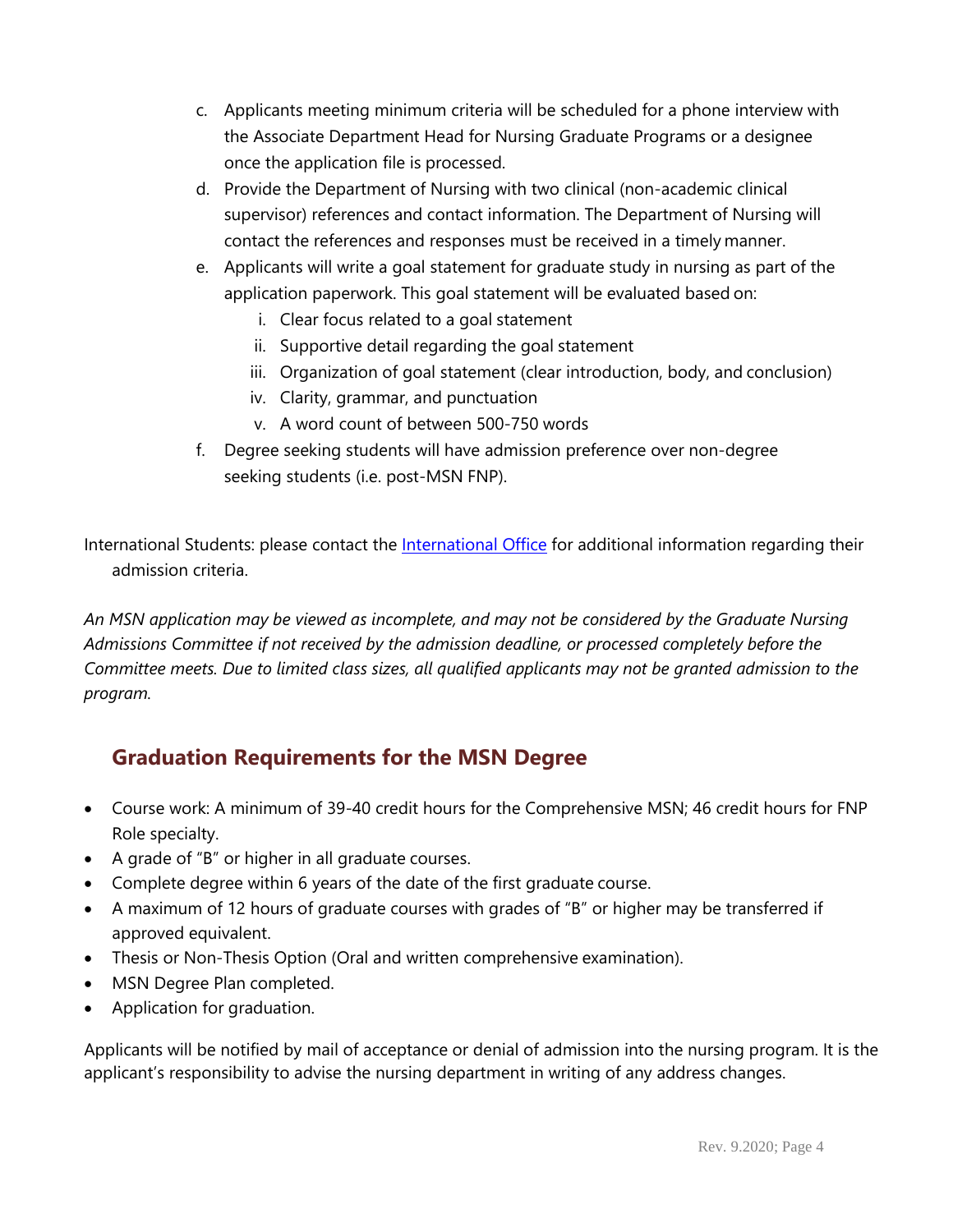c. Applicants meeting minimum criteria will be scheduled for a phone interview with the Associate Department Head for Nursing Graduate Programs or a designee once the application file is processed.
d. Provide the Department of Nursing with two clinical (non-academic clinical supervisor) references and contact information. The Department of Nursing will contact the references and responses must be received in a timely manner.
e. Applicants will write a goal statement for graduate study in nursing as part of the application paperwork. This goal statement will be evaluated based on:
    i. Clear focus related to a goal statement
    ii. Supportive detail regarding the goal statement
    iii. Organization of goal statement (clear introduction, body, and conclusion)
    iv. Clarity, grammar, and punctuation
    v. A word count of between 500-750 words
f. Degree seeking students will have admission preference over non-degree seeking students (i.e. post-MSN FNP).

International Students: please contact the [International Office] for additional information regarding their admission criteria.

*An MSN application may be viewed as incomplete, and may not be considered by the Graduate Nursing Admissions Committee if not received by the admission deadline, or processed completely before the Committee meets. Due to limited class sizes, all qualified applicants may not be granted admission to the program.*

## Graduation Requirements for the MSN Degree

- Course work: A minimum of 39-40 credit hours for the Comprehensive MSN; 46 credit hours for FNP Role specialty.
- A grade of "B" or higher in all graduate courses.
- Complete degree within 6 years of the date of the first graduate course.
- A maximum of 12 hours of graduate courses with grades of "B" or higher may be transferred if approved equivalent.
- Thesis or Non-Thesis Option (Oral and written comprehensive examination).
- MSN Degree Plan completed.
- Application for graduation.

Applicants will be notified by mail of acceptance or denial of admission into the nursing program. It is the applicant's responsibility to advise the nursing department in writing of any address changes.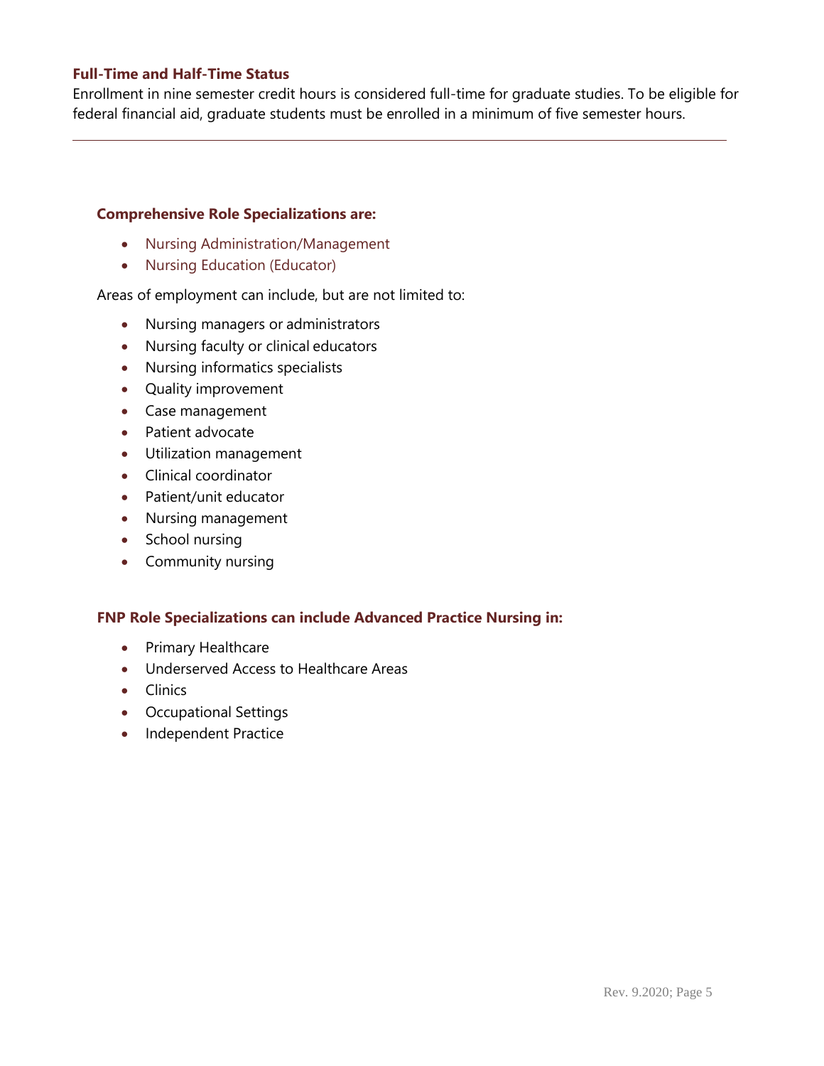### Full-Time and Half-Time Status

Enrollment in nine semester credit hours is considered full-time for graduate studies. To be eligible for federal financial aid, graduate students must be enrolled in a minimum of five semester hours.

---

### Comprehensive Role Specializations are:

- Nursing Administration/Management
- Nursing Education (Educator)

Areas of employment can include, but are not limited to:

- Nursing managers or administrators
- Nursing faculty or clinical educators
- Nursing informatics specialists
- Quality improvement
- Case management
- Patient advocate
- Utilization management
- Clinical coordinator
- Patient/unit educator
- Nursing management
- School nursing
- Community nursing

### FNP Role Specializations can include Advanced Practice Nursing in:

- Primary Healthcare
- Underserved Access to Healthcare Areas
- Clinics
- Occupational Settings
- Independent Practice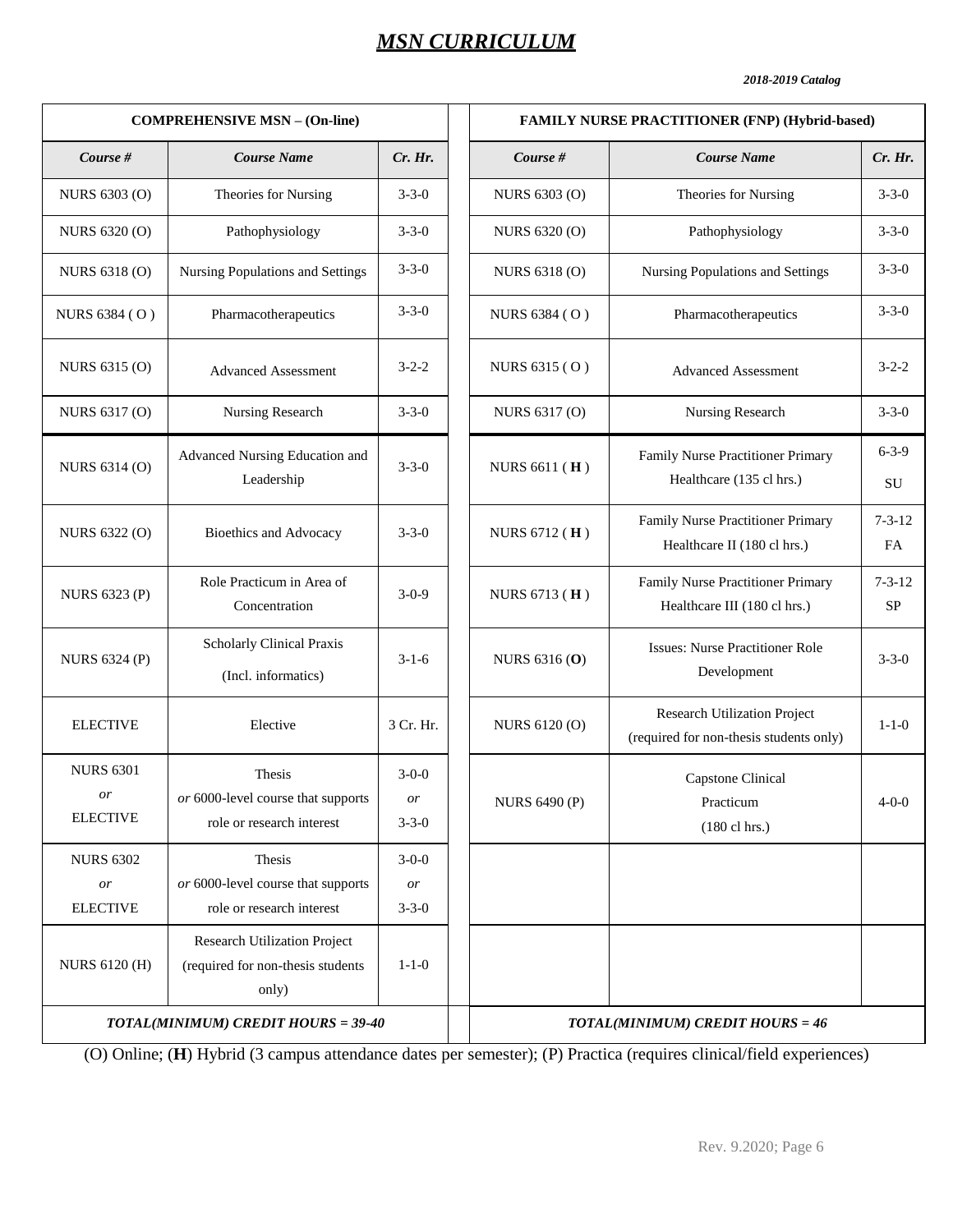# *MSN CURRICULUM*

***2018-2019 Catalog***

| COMPREHENSIVE MSN – (On-line) | | | | FAMILY NURSE PRACTITIONER (FNP) (Hybrid-based) | | |
|---|---|---|---|---|---|---|
| ***Course #*** | ***Course Name*** | ***Cr. Hr.*** | | ***Course #*** | ***Course Name*** | ***Cr. Hr.*** |
| NURS 6303 (O) | Theories for Nursing | 3-3-0 | | NURS 6303 (O) | Theories for Nursing | 3-3-0 |
| NURS 6320 (O) | Pathophysiology | 3-3-0 | | NURS 6320 (O) | Pathophysiology | 3-3-0 |
| NURS 6318 (O) | Nursing Populations and Settings | 3-3-0 | | NURS 6318 (O) | Nursing Populations and Settings | 3-3-0 |
| NURS 6384 ( O ) | Pharmacotherapeutics | 3-3-0 | | NURS 6384 ( O ) | Pharmacotherapeutics | 3-3-0 |
| NURS 6315 (O) | Advanced Assessment | 3-2-2 | | NURS 6315 ( O ) | Advanced Assessment | 3-2-2 |
| NURS 6317 (O) | Nursing Research | 3-3-0 | | NURS 6317 (O) | Nursing Research | 3-3-0 |
| NURS 6314 (O) | Advanced Nursing Education and Leadership | 3-3-0 | | NURS 6611 ( **H** ) | Family Nurse Practitioner Primary Healthcare (135 cl hrs.) | 6-3-9 SU |
| NURS 6322 (O) | Bioethics and Advocacy | 3-3-0 | | NURS 6712 ( **H** ) | Family Nurse Practitioner Primary Healthcare II (180 cl hrs.) | 7-3-12 FA |
| NURS 6323 (P) | Role Practicum in Area of Concentration | 3-0-9 | | NURS 6713 ( **H** ) | Family Nurse Practitioner Primary Healthcare III (180 cl hrs.) | 7-3-12 SP |
| NURS 6324 (P) | Scholarly Clinical Praxis (Incl. informatics) | 3-1-6 | | NURS 6316 (**O**) | Issues: Nurse Practitioner Role Development | 3-3-0 |
| ELECTIVE | Elective | 3 Cr. Hr. | | NURS 6120 (O) | Research Utilization Project (required for non-thesis students only) | 1-1-0 |
| NURS 6301 *or* ELECTIVE | Thesis *or* 6000-level course that supports role or research interest | 3-0-0 *or* 3-3-0 | | NURS 6490 (P) | Capstone Clinical Practicum (180 cl hrs.) | 4-0-0 |
| NURS 6302 *or* ELECTIVE | Thesis *or* 6000-level course that supports role or research interest | 3-0-0 *or* 3-3-0 | | | | |
| NURS 6120 (H) | Research Utilization Project (required for non-thesis students only) | 1-1-0 | | | | |
| ***TOTAL(MINIMUM) CREDIT HOURS = 39-40*** | | | | ***TOTAL(MINIMUM) CREDIT HOURS = 46*** | | |

(O) Online; (**H**) Hybrid (3 campus attendance dates per semester); (P) Practica (requires clinical/field experiences)

Rev. 9.2020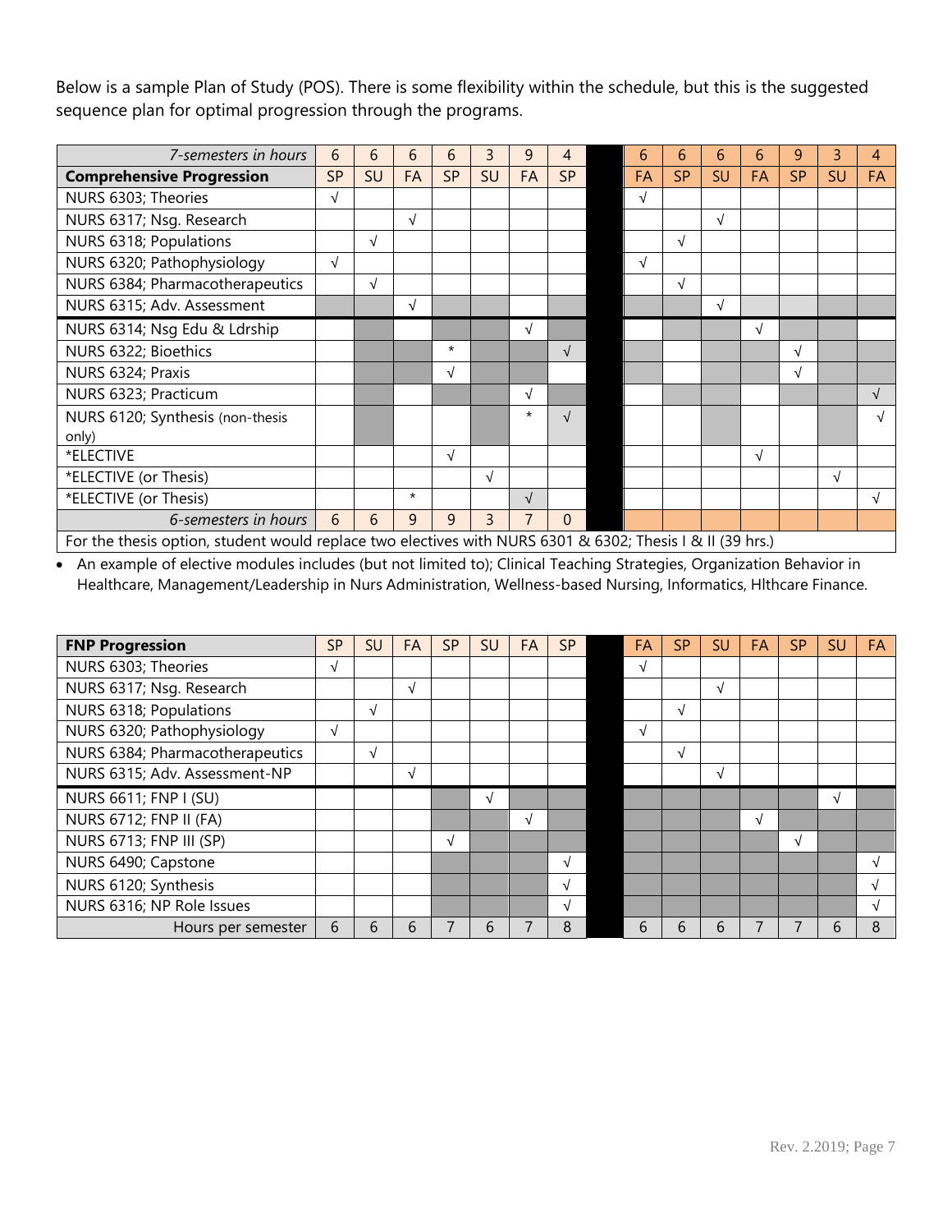Below is a sample Plan of Study (POS). There is some flexibility within the schedule, but this is the suggested sequence plan for optimal progression through the programs.

| *7-semesters in hours* | 6 | 6 | 6 | 6 | 3 | 9 | 4 | | 6 | 6 | 6 | 6 | 9 | 3 | 4 |
|---|---|---|---|---|---|---|---|---|---|---|---|---|---|---|---|
| **Comprehensive Progression** | SP | SU | FA | SP | SU | FA | SP | | FA | SP | SU | FA | SP | SU | FA |
| NURS 6303; Theories | √ | | | | | | | | √ | | | | | | |
| NURS 6317; Nsg. Research | | | √ | | | | | | | | √ | | | | |
| NURS 6318; Populations | | √ | | | | | | | | √ | | | | | |
| NURS 6320; Pathophysiology | √ | | | | | | | | √ | | | | | | |
| NURS 6384; Pharmacotherapeutics | | √ | | | | | | | | √ | | | | | |
| NURS 6315; Adv. Assessment | | | √ | | | | | | | | √ | | | | |
| NURS 6314; Nsg Edu & Ldrship | | | | | | √ | | | | | | √ | | | |
| NURS 6322; Bioethics | | | | * | | | √ | | | | | | √ | | |
| NURS 6324; Praxis | | | | √ | | | | | | | | | √ | | |
| NURS 6323; Practicum | | | | | | √ | | | | | | | | | √ |
| NURS 6120; Synthesis (non-thesis only) | | | | | | * | √ | | | | | | | | √ |
| *ELECTIVE | | | | √ | | | | | | | | √ | | | |
| *ELECTIVE (or Thesis) | | | | | √ | | | | | | | | | √ | |
| *ELECTIVE (or Thesis) | | | * | | | √ | | | | | | | | | √ |
| *6-semesters in hours* | 6 | 6 | 9 | 9 | 3 | 7 | 0 | | | | | | | | |

For the thesis option, student would replace two electives with NURS 6301 & 6302; Thesis I & II (39 hrs.)

- An example of elective modules includes (but not limited to); Clinical Teaching Strategies, Organization Behavior in Healthcare, Management/Leadership in Nurs Administration, Wellness-based Nursing, Informatics, Hlthcare Finance.

| **FNP Progression** | SP | SU | FA | SP | SU | FA | SP | | FA | SP | SU | FA | SP | SU | FA |
|---|---|---|---|---|---|---|---|---|---|---|---|---|---|---|---|
| NURS 6303; Theories | √ | | | | | | | | √ | | | | | | |
| NURS 6317; Nsg. Research | | | √ | | | | | | | | √ | | | | |
| NURS 6318; Populations | | √ | | | | | | | | √ | | | | | |
| NURS 6320; Pathophysiology | √ | | | | | | | | √ | | | | | | |
| NURS 6384; Pharmacotherapeutics | | √ | | | | | | | | √ | | | | | |
| NURS 6315; Adv. Assessment-NP | | | √ | | | | | | | | √ | | | | |
| NURS 6611; FNP I (SU) | | | | | √ | | | | | | | | | √ | |
| NURS 6712; FNP II (FA) | | | | | | √ | | | | | | √ | | | |
| NURS 6713; FNP III (SP) | | | | √ | | | | | | | | | √ | | |
| NURS 6490; Capstone | | | | | | | √ | | | | | | | | √ |
| NURS 6120; Synthesis | | | | | | | √ | | | | | | | | √ |
| NURS 6316; NP Role Issues | | | | | | | √ | | | | | | | | √ |
| Hours per semester | 6 | 6 | 6 | 7 | 6 | 7 | 8 | | 6 | 6 | 6 | 7 | 7 | 6 | 8 |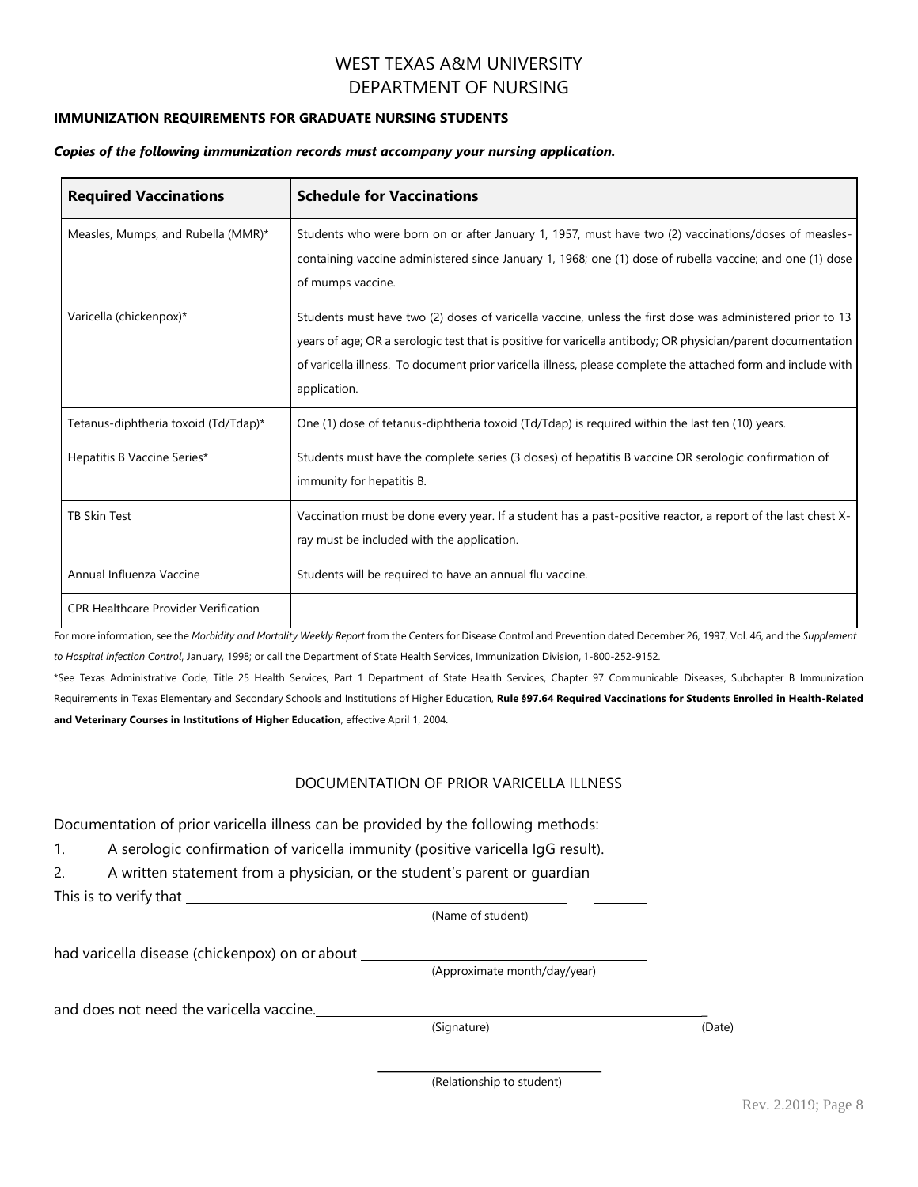# WEST TEXAS A&M UNIVERSITY
# DEPARTMENT OF NURSING

**IMMUNIZATION REQUIREMENTS FOR GRADUATE NURSING STUDENTS**

***Copies of the following immunization records must accompany your nursing application.***

| **Required Vaccinations** | **Schedule for Vaccinations** |
|---|---|
| Measles, Mumps, and Rubella (MMR)* | Students who were born on or after January 1, 1957, must have two (2) vaccinations/doses of measles-containing vaccine administered since January 1, 1968; one (1) dose of rubella vaccine; and one (1) dose of mumps vaccine. |
| Varicella (chickenpox)* | Students must have two (2) doses of varicella vaccine, unless the first dose was administered prior to 13 years of age; OR a serologic test that is positive for varicella antibody; OR physician/parent documentation of varicella illness. To document prior varicella illness, please complete the attached form and include with application. |
| Tetanus-diphtheria toxoid (Td/Tdap)* | One (1) dose of tetanus-diphtheria toxoid (Td/Tdap) is required within the last ten (10) years. |
| Hepatitis B Vaccine Series* | Students must have the complete series (3 doses) of hepatitis B vaccine OR serologic confirmation of immunity for hepatitis B. |
| TB Skin Test | Vaccination must be done every year. If a student has a past-positive reactor, a report of the last chest X-ray must be included with the application. |
| Annual Influenza Vaccine | Students will be required to have an annual flu vaccine. |
| CPR Healthcare Provider Verification | |

For more information, see the *Morbidity and Mortality Weekly Report* from the Centers for Disease Control and Prevention dated December 26, 1997, Vol. 46, and the *Supplement to Hospital Infection Control*, January, 1998; or call the Department of State Health Services, Immunization Division, 1-800-252-9152.

*See Texas Administrative Code, Title 25 Health Services, Part 1 Department of State Health Services, Chapter 97 Communicable Diseases, Subchapter B Immunization Requirements in Texas Elementary and Secondary Schools and Institutions of Higher Education, **Rule §97.64 Required Vaccinations for Students Enrolled in Health-Related and Veterinary Courses in Institutions of Higher Education**, effective April 1, 2004.

## DOCUMENTATION OF PRIOR VARICELLA ILLNESS

Documentation of prior varicella illness can be provided by the following methods:

1. A serologic confirmation of varicella immunity (positive varicella IgG result).
2. A written statement from a physician, or the student's parent or guardian

This is to verify that ______________________________________ ________
(Name of student)

had varicella disease (chickenpox) on or about ______________________________
(Approximate month/day/year)

and does not need the varicella vaccine.______________________________________________
(Signature) (Date)

______________________________
(Relationship to student)